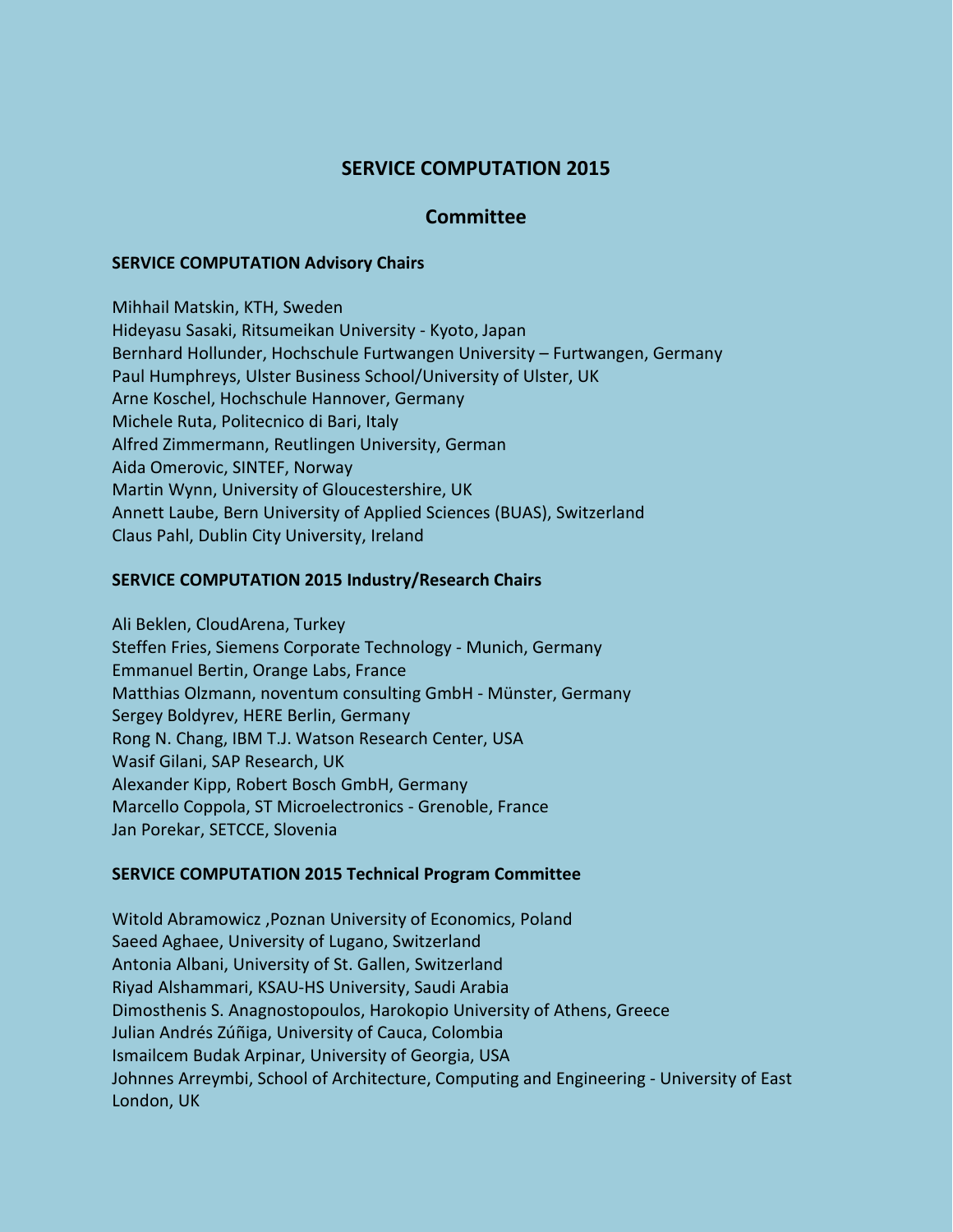# SERVICE COMPUTATION 2015

## Committee

### SERVICE COMPUTATION Advisory Chairs

Mihhail Matskin, KTH, Sweden
Hideyasu Sasaki, Ritsumeikan University - Kyoto, Japan
Bernhard Hollunder, Hochschule Furtwangen University – Furtwangen, Germany
Paul Humphreys, Ulster Business School/University of Ulster, UK
Arne Koschel, Hochschule Hannover, Germany
Michele Ruta, Politecnico di Bari, Italy
Alfred Zimmermann, Reutlingen University, German
Aida Omerovic, SINTEF, Norway
Martin Wynn, University of Gloucestershire, UK
Annett Laube, Bern University of Applied Sciences (BUAS), Switzerland
Claus Pahl, Dublin City University, Ireland

### SERVICE COMPUTATION 2015 Industry/Research Chairs

Ali Beklen, CloudArena, Turkey
Steffen Fries, Siemens Corporate Technology - Munich, Germany
Emmanuel Bertin, Orange Labs, France
Matthias Olzmann, noventum consulting GmbH - Münster, Germany
Sergey Boldyrev, HERE Berlin, Germany
Rong N. Chang, IBM T.J. Watson Research Center, USA
Wasif Gilani, SAP Research, UK
Alexander Kipp, Robert Bosch GmbH, Germany
Marcello Coppola, ST Microelectronics - Grenoble, France
Jan Porekar, SETCCE, Slovenia

### SERVICE COMPUTATION 2015 Technical Program Committee

Witold Abramowicz ,Poznan University of Economics, Poland
Saeed Aghaee, University of Lugano, Switzerland
Antonia Albani, University of St. Gallen, Switzerland
Riyad Alshammari, KSAU-HS University, Saudi Arabia
Dimosthenis S. Anagnostopoulos, Harokopio University of Athens, Greece
Julian Andrés Zúñiga, University of Cauca, Colombia
Ismailcem Budak Arpinar, University of Georgia, USA
Johnnes Arreymbi, School of Architecture, Computing and Engineering - University of East London, UK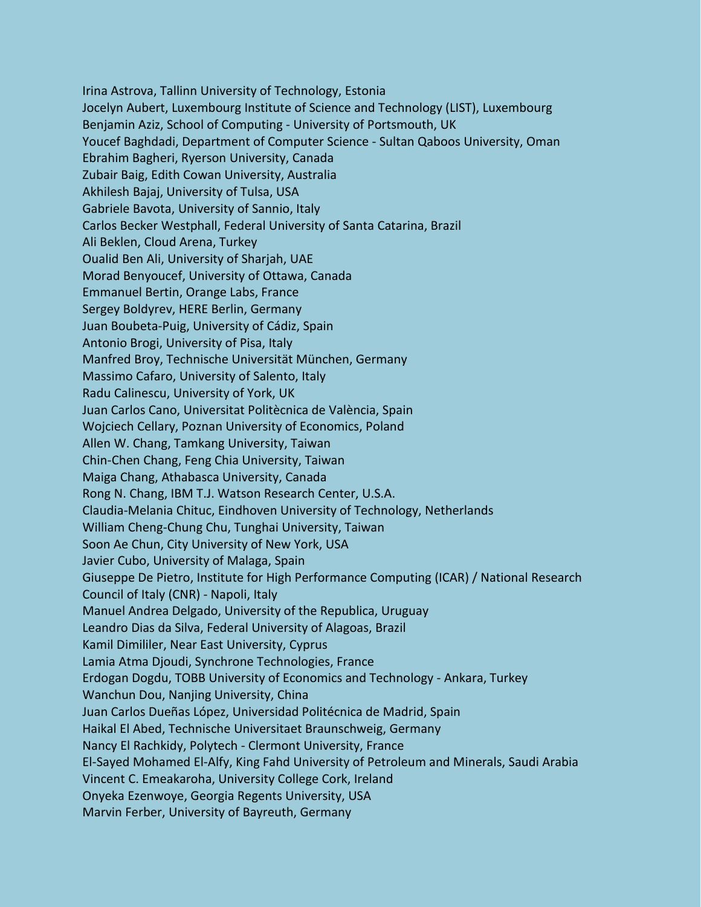Irina Astrova, Tallinn University of Technology, Estonia
Jocelyn Aubert, Luxembourg Institute of Science and Technology (LIST), Luxembourg
Benjamin Aziz, School of Computing - University of Portsmouth, UK
Youcef Baghdadi, Department of Computer Science - Sultan Qaboos University, Oman
Ebrahim Bagheri, Ryerson University, Canada
Zubair Baig, Edith Cowan University, Australia
Akhilesh Bajaj, University of Tulsa, USA
Gabriele Bavota, University of Sannio, Italy
Carlos Becker Westphall, Federal University of Santa Catarina, Brazil
Ali Beklen, Cloud Arena, Turkey
Oualid Ben Ali, University of Sharjah, UAE
Morad Benyoucef, University of Ottawa, Canada
Emmanuel Bertin, Orange Labs, France
Sergey Boldyrev, HERE Berlin, Germany
Juan Boubeta-Puig, University of Cádiz, Spain
Antonio Brogi, University of Pisa, Italy
Manfred Broy, Technische Universität München, Germany
Massimo Cafaro, University of Salento, Italy
Radu Calinescu, University of York, UK
Juan Carlos Cano, Universitat Politècnica de València, Spain
Wojciech Cellary, Poznan University of Economics, Poland
Allen W. Chang, Tamkang University, Taiwan
Chin-Chen Chang, Feng Chia University, Taiwan
Maiga Chang, Athabasca University, Canada
Rong N. Chang, IBM T.J. Watson Research Center, U.S.A.
Claudia-Melania Chituc, Eindhoven University of Technology, Netherlands
William Cheng-Chung Chu, Tunghai University, Taiwan
Soon Ae Chun, City University of New York, USA
Javier Cubo, University of Malaga, Spain
Giuseppe De Pietro, Institute for High Performance Computing (ICAR) / National Research Council of Italy (CNR) - Napoli, Italy
Manuel Andrea Delgado, University of the Republica, Uruguay
Leandro Dias da Silva, Federal University of Alagoas, Brazil
Kamil Dimililer, Near East University, Cyprus
Lamia Atma Djoudi, Synchrone Technologies, France
Erdogan Dogdu, TOBB University of Economics and Technology - Ankara, Turkey
Wanchun Dou, Nanjing University, China
Juan Carlos Dueñas López, Universidad Politécnica de Madrid, Spain
Haikal El Abed, Technische Universitaet Braunschweig, Germany
Nancy El Rachkidy, Polytech - Clermont University, France
El-Sayed Mohamed El-Alfy, King Fahd University of Petroleum and Minerals, Saudi Arabia
Vincent C. Emeakaroha, University College Cork, Ireland
Onyeka Ezenwoye, Georgia Regents University, USA
Marvin Ferber, University of Bayreuth, Germany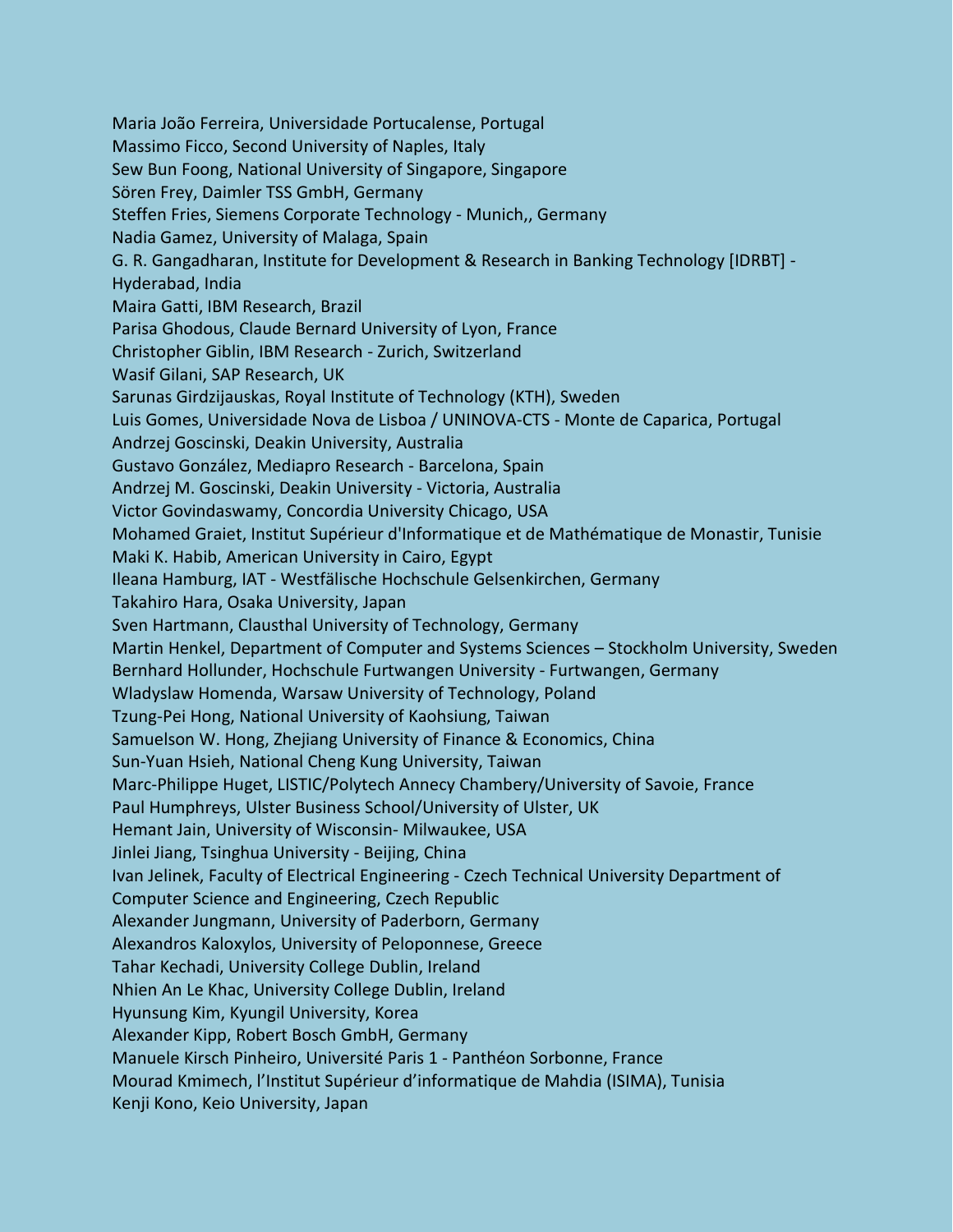Maria João Ferreira, Universidade Portucalense, Portugal
Massimo Ficco, Second University of Naples, Italy
Sew Bun Foong, National University of Singapore, Singapore
Sören Frey, Daimler TSS GmbH, Germany
Steffen Fries, Siemens Corporate Technology - Munich,, Germany
Nadia Gamez, University of Malaga, Spain
G. R. Gangadharan, Institute for Development & Research in Banking Technology [IDRBT] - Hyderabad, India
Maira Gatti, IBM Research, Brazil
Parisa Ghodous, Claude Bernard University of Lyon, France
Christopher Giblin, IBM Research - Zurich, Switzerland
Wasif Gilani, SAP Research, UK
Sarunas Girdzijauskas, Royal Institute of Technology (KTH), Sweden
Luis Gomes, Universidade Nova de Lisboa / UNINOVA-CTS - Monte de Caparica, Portugal
Andrzej Goscinski, Deakin University, Australia
Gustavo González, Mediapro Research - Barcelona, Spain
Andrzej M. Goscinski, Deakin University - Victoria, Australia
Victor Govindaswamy, Concordia University Chicago, USA
Mohamed Graiet, Institut Supérieur d'Informatique et de Mathématique de Monastir, Tunisie
Maki K. Habib, American University in Cairo, Egypt
Ileana Hamburg, IAT - Westfälische Hochschule Gelsenkirchen, Germany
Takahiro Hara, Osaka University, Japan
Sven Hartmann, Clausthal University of Technology, Germany
Martin Henkel, Department of Computer and Systems Sciences – Stockholm University, Sweden
Bernhard Hollunder, Hochschule Furtwangen University - Furtwangen, Germany
Wladyslaw Homenda, Warsaw University of Technology, Poland
Tzung-Pei Hong, National University of Kaohsiung, Taiwan
Samuelson W. Hong, Zhejiang University of Finance & Economics, China
Sun-Yuan Hsieh, National Cheng Kung University, Taiwan
Marc-Philippe Huget, LISTIC/Polytech Annecy Chambery/University of Savoie, France
Paul Humphreys, Ulster Business School/University of Ulster, UK
Hemant Jain, University of Wisconsin- Milwaukee, USA
Jinlei Jiang, Tsinghua University - Beijing, China
Ivan Jelinek, Faculty of Electrical Engineering - Czech Technical University Department of Computer Science and Engineering, Czech Republic
Alexander Jungmann, University of Paderborn, Germany
Alexandros Kaloxylos, University of Peloponnese, Greece
Tahar Kechadi, University College Dublin, Ireland
Nhien An Le Khac, University College Dublin, Ireland
Hyunsung Kim, Kyungil University, Korea
Alexander Kipp, Robert Bosch GmbH, Germany
Manuele Kirsch Pinheiro, Université Paris 1 - Panthéon Sorbonne, France
Mourad Kmimech, l'Institut Supérieur d'informatique de Mahdia (ISIMA), Tunisia
Kenji Kono, Keio University, Japan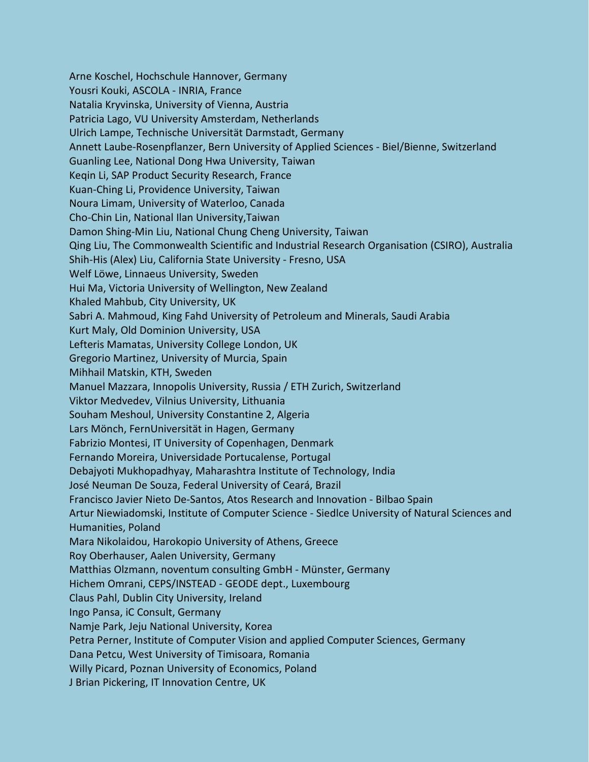Arne Koschel, Hochschule Hannover, Germany
Yousri Kouki, ASCOLA - INRIA, France
Natalia Kryvinska, University of Vienna, Austria
Patricia Lago, VU University Amsterdam, Netherlands
Ulrich Lampe, Technische Universität Darmstadt, Germany
Annett Laube-Rosenpflanzer, Bern University of Applied Sciences - Biel/Bienne, Switzerland
Guanling Lee, National Dong Hwa University, Taiwan
Keqin Li, SAP Product Security Research, France
Kuan-Ching Li, Providence University, Taiwan
Noura Limam, University of Waterloo, Canada
Cho-Chin Lin, National Ilan University,Taiwan
Damon Shing-Min Liu, National Chung Cheng University, Taiwan
Qing Liu, The Commonwealth Scientific and Industrial Research Organisation (CSIRO), Australia
Shih-His (Alex) Liu, California State University - Fresno, USA
Welf Löwe, Linnaeus University, Sweden
Hui Ma, Victoria University of Wellington, New Zealand
Khaled Mahbub, City University, UK
Sabri A. Mahmoud, King Fahd University of Petroleum and Minerals, Saudi Arabia
Kurt Maly, Old Dominion University, USA
Lefteris Mamatas, University College London, UK
Gregorio Martinez, University of Murcia, Spain
Mihhail Matskin, KTH, Sweden
Manuel Mazzara, Innopolis University, Russia / ETH Zurich, Switzerland
Viktor Medvedev, Vilnius University, Lithuania
Souham Meshoul, University Constantine 2, Algeria
Lars Mönch, FernUniversität in Hagen, Germany
Fabrizio Montesi, IT University of Copenhagen, Denmark
Fernando Moreira, Universidade Portucalense, Portugal
Debajyoti Mukhopadhyay, Maharashtra Institute of Technology, India
José Neuman De Souza, Federal University of Ceará, Brazil
Francisco Javier Nieto De-Santos, Atos Research and Innovation - Bilbao Spain
Artur Niewiadomski, Institute of Computer Science - Siedlce University of Natural Sciences and Humanities, Poland
Mara Nikolaidou, Harokopio University of Athens, Greece
Roy Oberhauser, Aalen University, Germany
Matthias Olzmann, noventum consulting GmbH - Münster, Germany
Hichem Omrani, CEPS/INSTEAD - GEODE dept., Luxembourg
Claus Pahl, Dublin City University, Ireland
Ingo Pansa, iC Consult, Germany
Namje Park, Jeju National University, Korea
Petra Perner, Institute of Computer Vision and applied Computer Sciences, Germany
Dana Petcu, West University of Timisoara, Romania
Willy Picard, Poznan University of Economics, Poland
J Brian Pickering, IT Innovation Centre, UK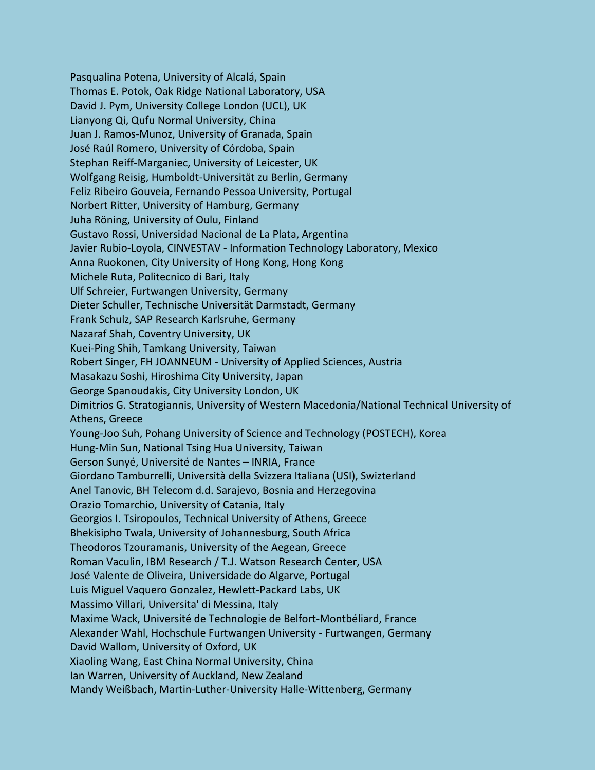Pasqualina Potena, University of Alcalá, Spain
Thomas E. Potok, Oak Ridge National Laboratory, USA
David J. Pym, University College London (UCL), UK
Lianyong Qi, Qufu Normal University, China
Juan J. Ramos-Munoz, University of Granada, Spain
José Raúl Romero, University of Córdoba, Spain
Stephan Reiff-Marganiec, University of Leicester, UK
Wolfgang Reisig, Humboldt-Universität zu Berlin, Germany
Feliz Ribeiro Gouveia, Fernando Pessoa University, Portugal
Norbert Ritter, University of Hamburg, Germany
Juha Röning, University of Oulu, Finland
Gustavo Rossi, Universidad Nacional de La Plata, Argentina
Javier Rubio-Loyola, CINVESTAV - Information Technology Laboratory, Mexico
Anna Ruokonen, City University of Hong Kong, Hong Kong
Michele Ruta, Politecnico di Bari, Italy
Ulf Schreier, Furtwangen University, Germany
Dieter Schuller, Technische Universität Darmstadt, Germany
Frank Schulz, SAP Research Karlsruhe, Germany
Nazaraf Shah, Coventry University, UK
Kuei-Ping Shih, Tamkang University, Taiwan
Robert Singer, FH JOANNEUM - University of Applied Sciences, Austria
Masakazu Soshi, Hiroshima City University, Japan
George Spanoudakis, City University London, UK
Dimitrios G. Stratogiannis, University of Western Macedonia/National Technical University of Athens, Greece
Young-Joo Suh, Pohang University of Science and Technology (POSTECH), Korea
Hung-Min Sun, National Tsing Hua University, Taiwan
Gerson Sunyé, Université de Nantes – INRIA, France
Giordano Tamburrelli, Università della Svizzera Italiana (USI), Switzerland
Anel Tanovic, BH Telecom d.d. Sarajevo, Bosnia and Herzegovina
Orazio Tomarchio, University of Catania, Italy
Georgios I. Tsiropoulos, Technical University of Athens, Greece
Bhekisipho Twala, University of Johannesburg, South Africa
Theodoros Tzouramanis, University of the Aegean, Greece
Roman Vaculin, IBM Research / T.J. Watson Research Center, USA
José Valente de Oliveira, Universidade do Algarve, Portugal
Luis Miguel Vaquero Gonzalez, Hewlett-Packard Labs, UK
Massimo Villari, Universita' di Messina, Italy
Maxime Wack, Université de Technologie de Belfort-Montbéliard, France
Alexander Wahl, Hochschule Furtwangen University - Furtwangen, Germany
David Wallom, University of Oxford, UK
Xiaoling Wang, East China Normal University, China
Ian Warren, University of Auckland, New Zealand
Mandy Weißbach, Martin-Luther-University Halle-Wittenberg, Germany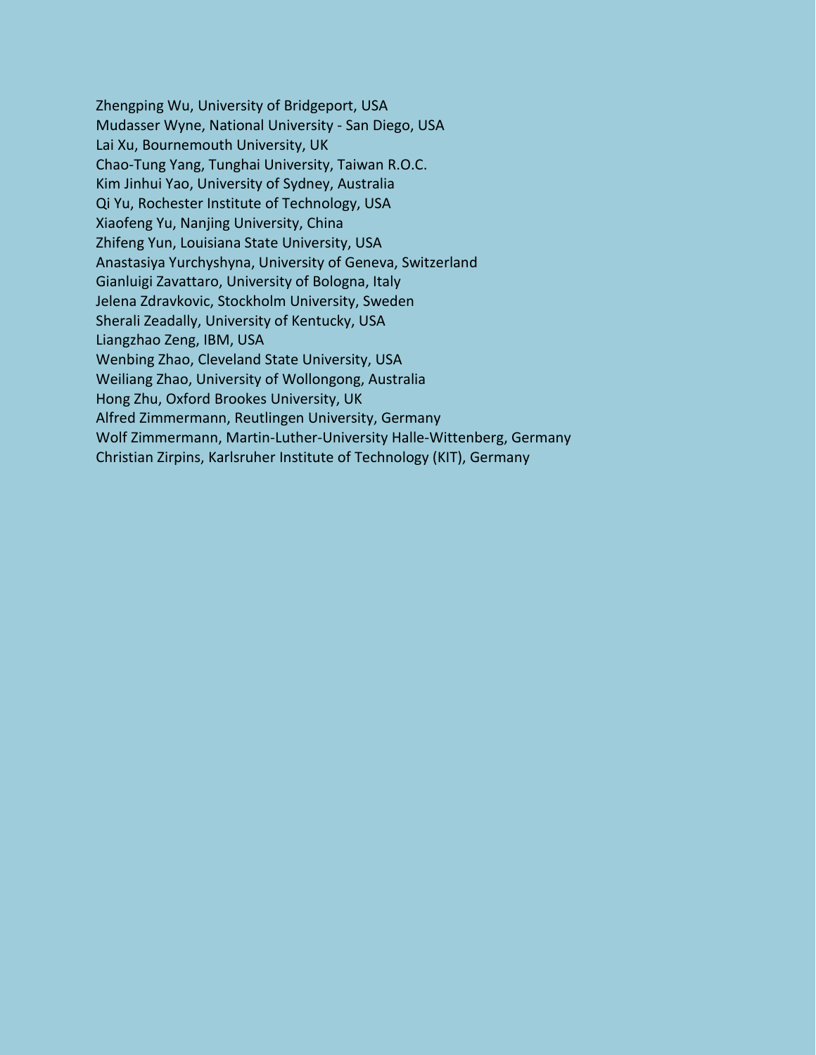Zhengping Wu, University of Bridgeport, USA
Mudasser Wyne, National University - San Diego, USA
Lai Xu, Bournemouth University, UK
Chao-Tung Yang, Tunghai University, Taiwan R.O.C.
Kim Jinhui Yao, University of Sydney, Australia
Qi Yu, Rochester Institute of Technology, USA
Xiaofeng Yu, Nanjing University, China
Zhifeng Yun, Louisiana State University, USA
Anastasiya Yurchyshyna, University of Geneva, Switzerland
Gianluigi Zavattaro, University of Bologna, Italy
Jelena Zdravkovic, Stockholm University, Sweden
Sherali Zeadally, University of Kentucky, USA
Liangzhao Zeng, IBM, USA
Wenbing Zhao, Cleveland State University, USA
Weiliang Zhao, University of Wollongong, Australia
Hong Zhu, Oxford Brookes University, UK
Alfred Zimmermann, Reutlingen University, Germany
Wolf Zimmermann, Martin-Luther-University Halle-Wittenberg, Germany
Christian Zirpins, Karlsruher Institute of Technology (KIT), Germany